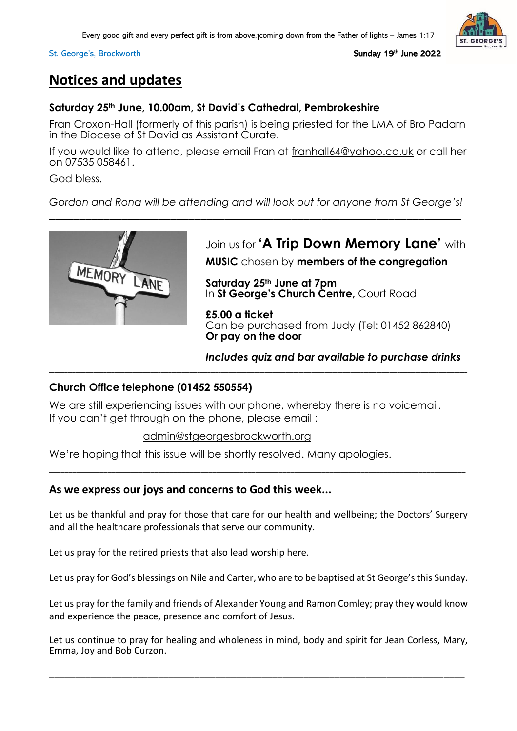Every good gift and every perfect gift is from above, coming down from the Father of lights – James 1:17

St. George's, Brockworth

**Sunday 19th June 2022**

# Notices and updates

**Saturday 25th June, 10.00am, St David's Cathedral, Pembrokeshire**

Fran Croxon-Hall (formerly of this parish) is being priested for the LMA of Bro Padarn in the Diocese of St David as Assistant Curate.

If you would like to attend, please email Fran at franhall64@yahoo.co.uk or call her on 07535 058461.

God bless.

*Gordon and Rona will be attending and will look out for anyone from St George's!*

---

Join us for **'A Trip Down Memory Lane'** with **MUSIC** chosen by **members of the congregation**

**Saturday 25th June at 7pm**
In **St George's Church Centre**, Court Road

**£5.00 a ticket**
Can be purchased from Judy (Tel: 01452 862840)
**Or pay on the door**

***Includes quiz and bar available to purchase drinks***

---

**Church Office telephone (01452 550554)**

We are still experiencing issues with our phone, whereby there is no voicemail. If you can't get through on the phone, please email :

admin@stgeorgesbrockworth.org

We're hoping that this issue will be shortly resolved. Many apologies.

---

**As we express our joys and concerns to God this week...**

Let us be thankful and pray for those that care for our health and wellbeing; the Doctors' Surgery and all the healthcare professionals that serve our community.

Let us pray for the retired priests that also lead worship here.

Let us pray for God's blessings on Nile and Carter, who are to be baptised at St George's this Sunday.

Let us pray for the family and friends of Alexander Young and Ramon Comley; pray they would know and experience the peace, presence and comfort of Jesus.

Let us continue to pray for healing and wholeness in mind, body and spirit for Jean Corless, Mary, Emma, Joy and Bob Curzon.

---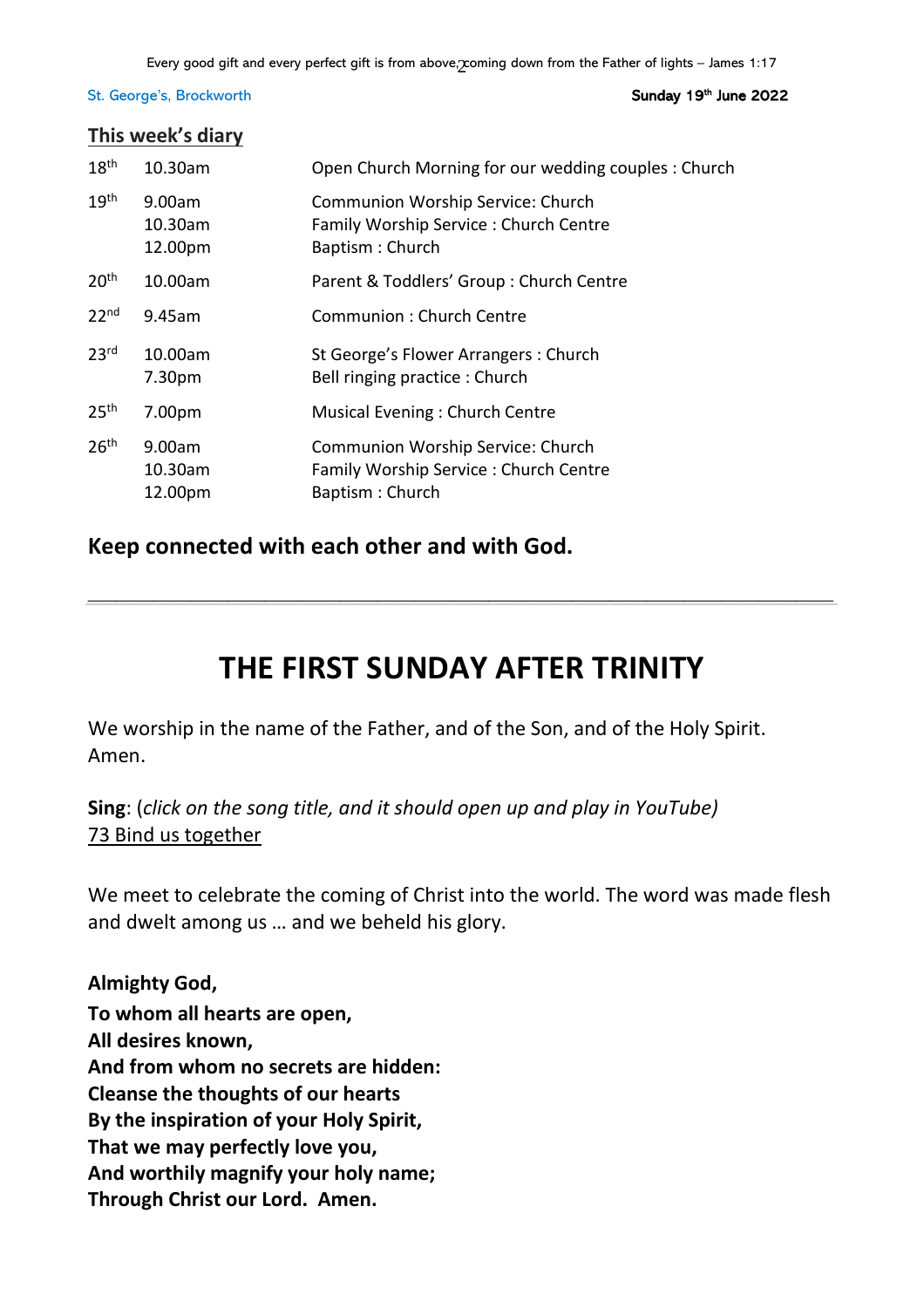St. George's, Brockworth — Sunday 19th June 2022

## This week's diary

| | | |
|---|---|---|
| 18th | 10.30am | Open Church Morning for our wedding couples : Church |
| 19th | 9.00am<br>10.30am<br>12.00pm | Communion Worship Service: Church<br>Family Worship Service : Church Centre<br>Baptism : Church |
| 20th | 10.00am | Parent & Toddlers' Group : Church Centre |
| 22nd | 9.45am | Communion : Church Centre |
| 23rd | 10.00am<br>7.30pm | St George's Flower Arrangers : Church<br>Bell ringing practice : Church |
| 25th | 7.00pm | Musical Evening : Church Centre |
| 26th | 9.00am<br>10.30am<br>12.00pm | Communion Worship Service: Church<br>Family Worship Service : Church Centre<br>Baptism : Church |

**Keep connected with each other and with God.**

---

# THE FIRST SUNDAY AFTER TRINITY

We worship in the name of the Father, and of the Son, and of the Holy Spirit. Amen.

**Sing**: (*click on the song title, and it should open up and play in YouTube*)
73 Bind us together

We meet to celebrate the coming of Christ into the world. The word was made flesh and dwelt among us … and we beheld his glory.

**Almighty God,**
**To whom all hearts are open,**
**All desires known,**
**And from whom no secrets are hidden:**
**Cleanse the thoughts of our hearts**
**By the inspiration of your Holy Spirit,**
**That we may perfectly love you,**
**And worthily magnify your holy name;**
**Through Christ our Lord. Amen.**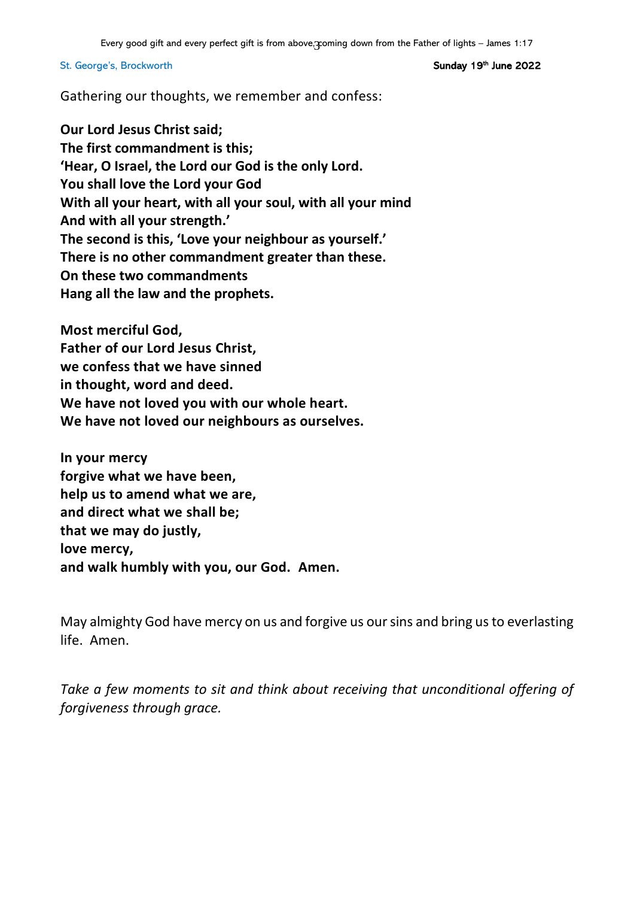Gathering our thoughts, we remember and confess:

**Our Lord Jesus Christ said;**
**The first commandment is this;**
**'Hear, O Israel, the Lord our God is the only Lord.**
**You shall love the Lord your God**
**With all your heart, with all your soul, with all your mind**
**And with all your strength.'**
**The second is this, 'Love your neighbour as yourself.'**
**There is no other commandment greater than these.**
**On these two commandments**
**Hang all the law and the prophets.**

**Most merciful God,**
**Father of our Lord Jesus Christ,**
**we confess that we have sinned**
**in thought, word and deed.**
**We have not loved you with our whole heart.**
**We have not loved our neighbours as ourselves.**

**In your mercy**
**forgive what we have been,**
**help us to amend what we are,**
**and direct what we shall be;**
**that we may do justly,**
**love mercy,**
**and walk humbly with you, our God. Amen.**

May almighty God have mercy on us and forgive us our sins and bring us to everlasting life. Amen.

*Take a few moments to sit and think about receiving that unconditional offering of forgiveness through grace.*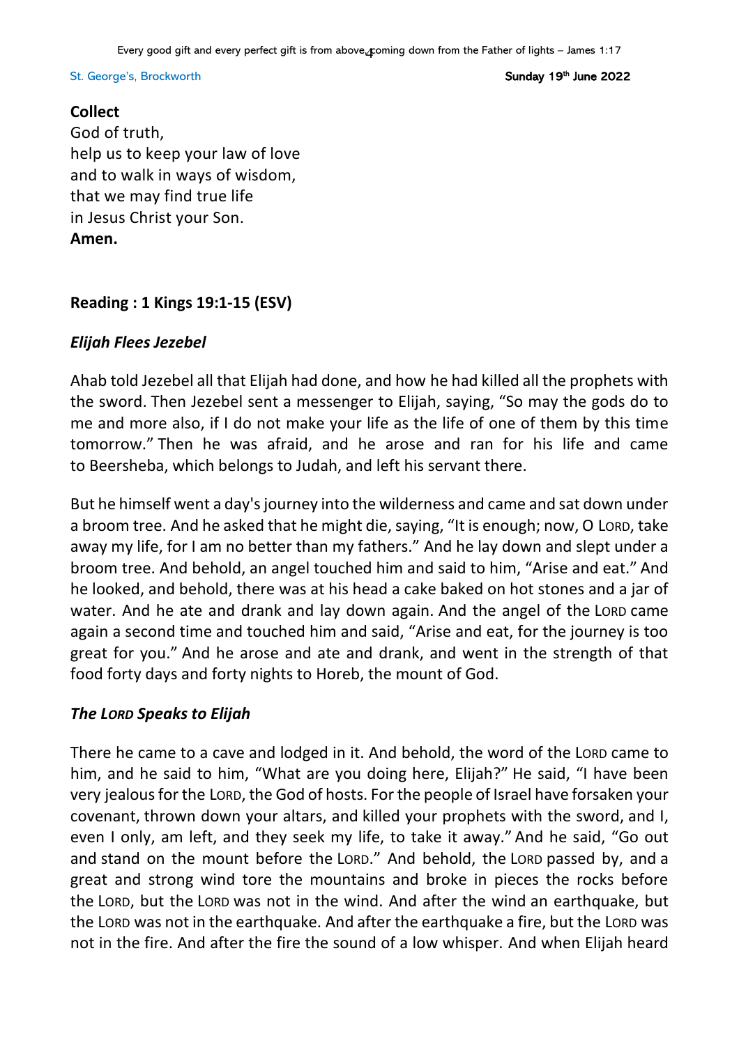**Collect**
God of truth,
help us to keep your law of love
and to walk in ways of wisdom,
that we may find true life
in Jesus Christ your Son.
**Amen.**

**Reading : 1 Kings 19:1-15 (ESV)**

***Elijah Flees Jezebel***

Ahab told Jezebel all that Elijah had done, and how he had killed all the prophets with the sword. Then Jezebel sent a messenger to Elijah, saying, "So may the gods do to me and more also, if I do not make your life as the life of one of them by this time tomorrow." Then he was afraid, and he arose and ran for his life and came to Beersheba, which belongs to Judah, and left his servant there.

But he himself went a day's journey into the wilderness and came and sat down under a broom tree. And he asked that he might die, saying, "It is enough; now, O LORD, take away my life, for I am no better than my fathers." And he lay down and slept under a broom tree. And behold, an angel touched him and said to him, "Arise and eat." And he looked, and behold, there was at his head a cake baked on hot stones and a jar of water. And he ate and drank and lay down again. And the angel of the LORD came again a second time and touched him and said, "Arise and eat, for the journey is too great for you." And he arose and ate and drank, and went in the strength of that food forty days and forty nights to Horeb, the mount of God.

***The LORD Speaks to Elijah***

There he came to a cave and lodged in it. And behold, the word of the LORD came to him, and he said to him, "What are you doing here, Elijah?" He said, "I have been very jealous for the LORD, the God of hosts. For the people of Israel have forsaken your covenant, thrown down your altars, and killed your prophets with the sword, and I, even I only, am left, and they seek my life, to take it away." And he said, "Go out and stand on the mount before the LORD." And behold, the LORD passed by, and a great and strong wind tore the mountains and broke in pieces the rocks before the LORD, but the LORD was not in the wind. And after the wind an earthquake, but the LORD was not in the earthquake. And after the earthquake a fire, but the LORD was not in the fire. And after the fire the sound of a low whisper. And when Elijah heard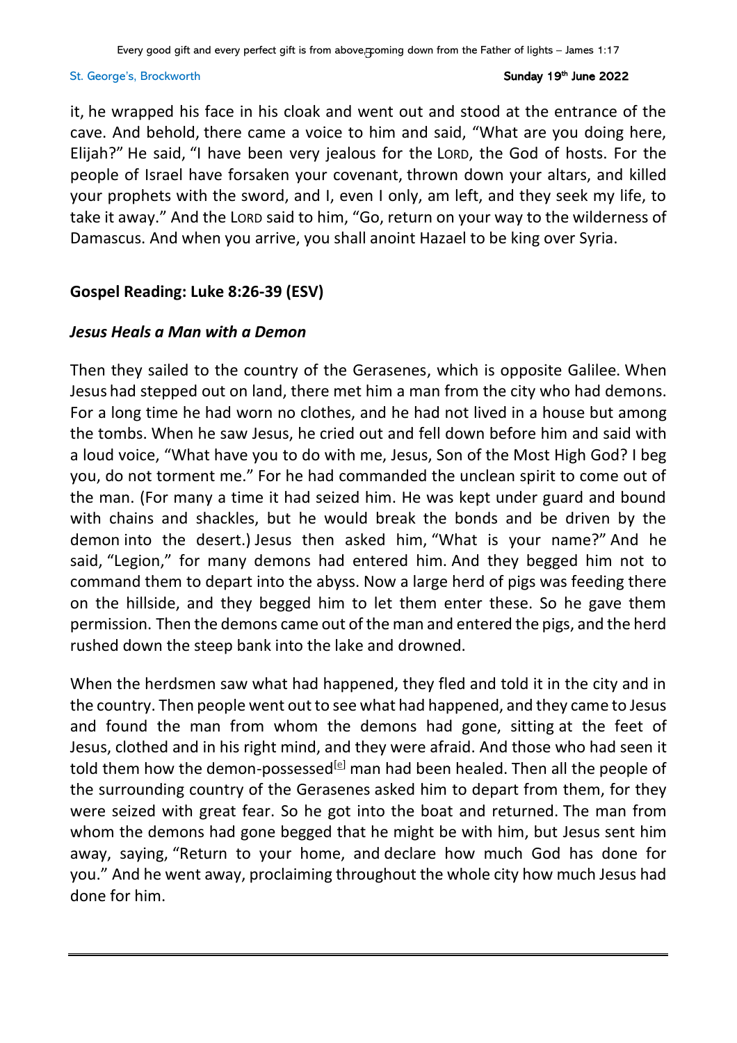it, he wrapped his face in his cloak and went out and stood at the entrance of the cave. And behold, there came a voice to him and said, "What are you doing here, Elijah?" He said, "I have been very jealous for the LORD, the God of hosts. For the people of Israel have forsaken your covenant, thrown down your altars, and killed your prophets with the sword, and I, even I only, am left, and they seek my life, to take it away." And the LORD said to him, "Go, return on your way to the wilderness of Damascus. And when you arrive, you shall anoint Hazael to be king over Syria.

**Gospel Reading: Luke 8:26-39 (ESV)**

***Jesus Heals a Man with a Demon***

Then they sailed to the country of the Gerasenes, which is opposite Galilee. When Jesus had stepped out on land, there met him a man from the city who had demons. For a long time he had worn no clothes, and he had not lived in a house but among the tombs. When he saw Jesus, he cried out and fell down before him and said with a loud voice, "What have you to do with me, Jesus, Son of the Most High God? I beg you, do not torment me." For he had commanded the unclean spirit to come out of the man. (For many a time it had seized him. He was kept under guard and bound with chains and shackles, but he would break the bonds and be driven by the demon into the desert.) Jesus then asked him, "What is your name?" And he said, "Legion," for many demons had entered him. And they begged him not to command them to depart into the abyss. Now a large herd of pigs was feeding there on the hillside, and they begged him to let them enter these. So he gave them permission. Then the demons came out of the man and entered the pigs, and the herd rushed down the steep bank into the lake and drowned.

When the herdsmen saw what had happened, they fled and told it in the city and in the country. Then people went out to see what had happened, and they came to Jesus and found the man from whom the demons had gone, sitting at the feet of Jesus, clothed and in his right mind, and they were afraid. And those who had seen it told them how the demon-possessed[e] man had been healed. Then all the people of the surrounding country of the Gerasenes asked him to depart from them, for they were seized with great fear. So he got into the boat and returned. The man from whom the demons had gone begged that he might be with him, but Jesus sent him away, saying, "Return to your home, and declare how much God has done for you." And he went away, proclaiming throughout the whole city how much Jesus had done for him.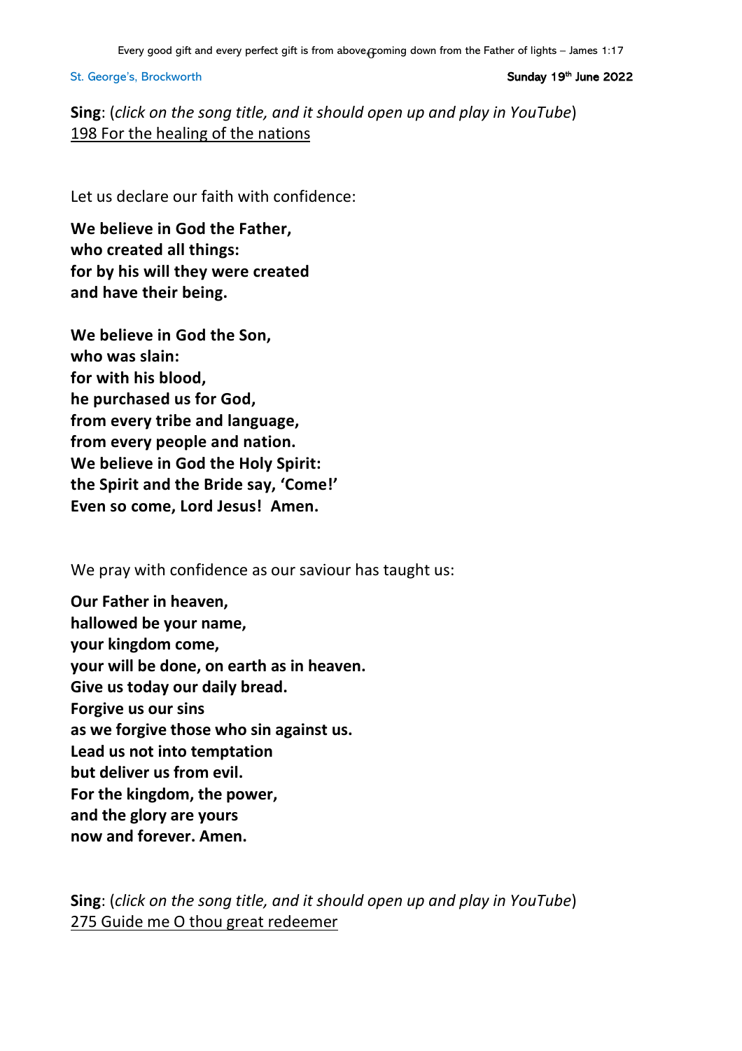**Sing**: (*click on the song title, and it should open up and play in YouTube*)
198 For the healing of the nations

Let us declare our faith with confidence:

**We believe in God the Father,**
**who created all things:**
**for by his will they were created**
**and have their being.**

**We believe in God the Son,**
**who was slain:**
**for with his blood,**
**he purchased us for God,**
**from every tribe and language,**
**from every people and nation.**
**We believe in God the Holy Spirit:**
**the Spirit and the Bride say, 'Come!'**
**Even so come, Lord Jesus! Amen.**

We pray with confidence as our saviour has taught us:

**Our Father in heaven,**
**hallowed be your name,**
**your kingdom come,**
**your will be done, on earth as in heaven.**
**Give us today our daily bread.**
**Forgive us our sins**
**as we forgive those who sin against us.**
**Lead us not into temptation**
**but deliver us from evil.**
**For the kingdom, the power,**
**and the glory are yours**
**now and forever. Amen.**

**Sing**: (*click on the song title, and it should open up and play in YouTube*)
275 Guide me O thou great redeemer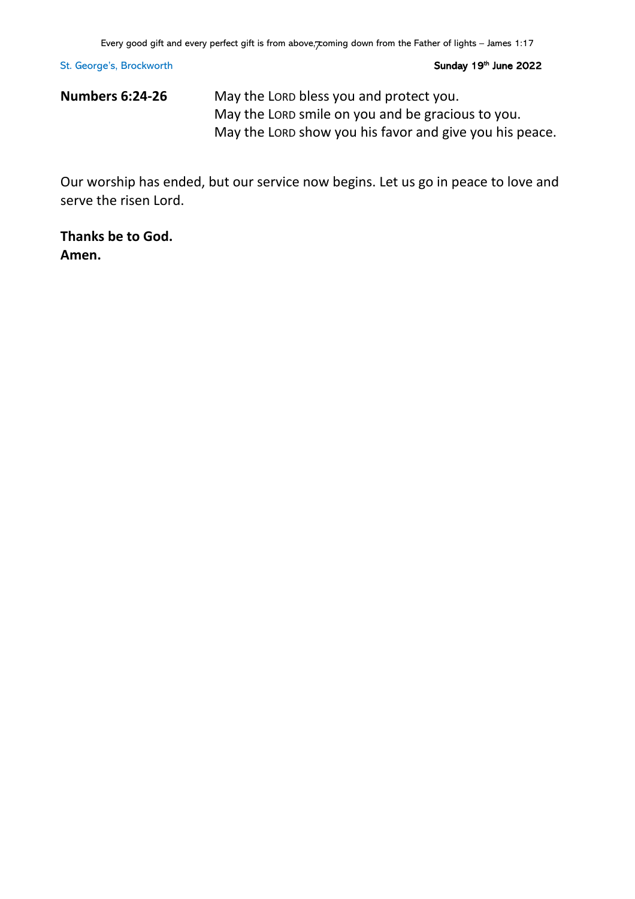**Numbers 6:24-26** May the LORD bless you and protect you.
May the LORD smile on you and be gracious to you.
May the LORD show you his favor and give you his peace.

Our worship has ended, but our service now begins. Let us go in peace to love and serve the risen Lord.

**Thanks be to God.**
**Amen.**